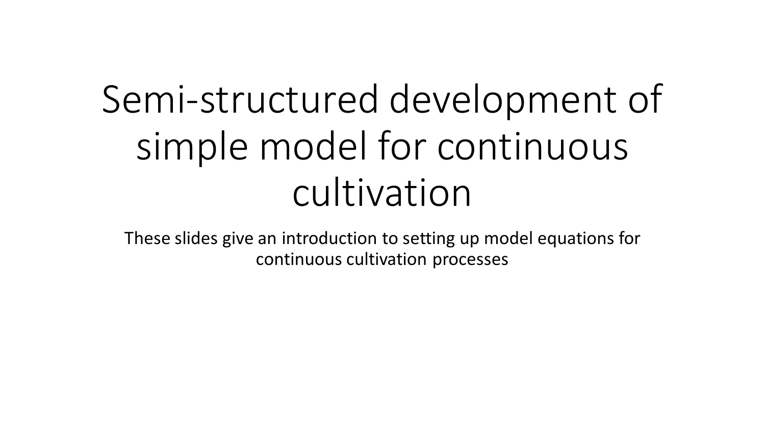# Semi-structured development of simple model for continuous cultivation

These slides give an introduction to setting up model equations for continuous cultivation processes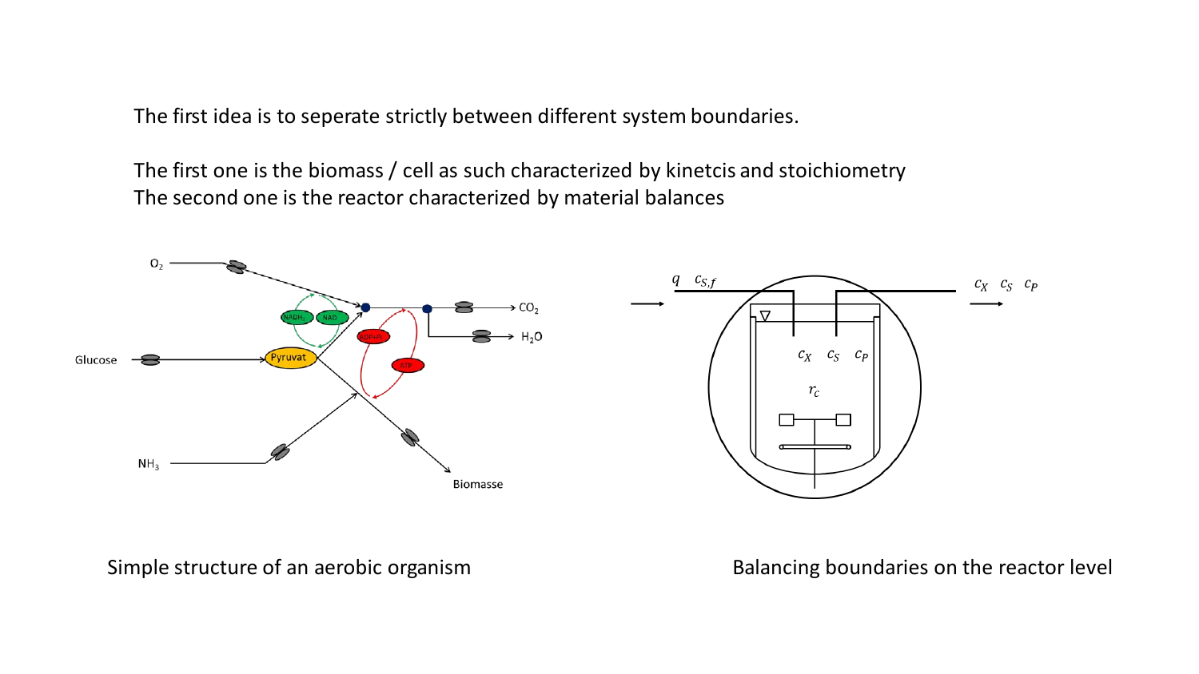The first idea is to seperate strictly between different system boundaries.

The first one is the biomass / cell as such characterized by kinetcis and stoichiometry
The second one is the reactor characterized by material balances

Simple structure of an aerobic organism

Balancing boundaries on the reactor level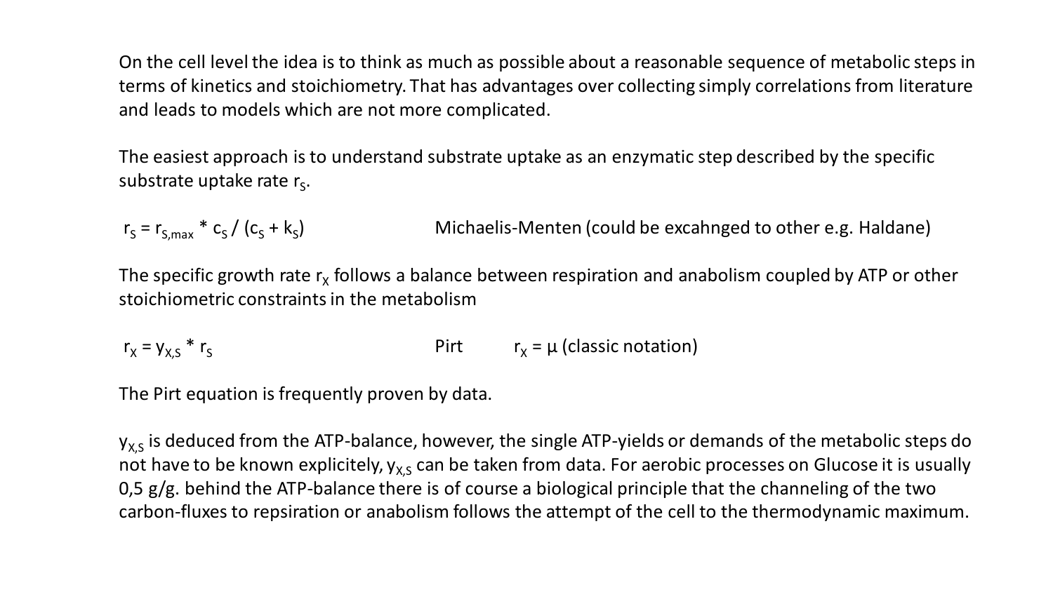On the cell level the idea is to think as much as possible about a reasonable sequence of metabolic steps in terms of kinetics and stoichiometry. That has advantages over collecting simply correlations from literature and leads to models which are not more complicated.

The easiest approach is to understand substrate uptake as an enzymatic step described by the specific substrate uptake rate $r_S$.

$r_S = r_{S,max} * c_S / (c_S + k_S)$ Michaelis-Menten (could be excahnged to other e.g. Haldane)

The specific growth rate $r_X$ follows a balance between respiration and anabolism coupled by ATP or other stoichiometric constraints in the metabolism

$r_X = y_{X,S} * r_S$ Pirt $r_X = \mu$ (classic notation)

The Pirt equation is frequently proven by data.

$y_{X,S}$ is deduced from the ATP-balance, however, the single ATP-yields or demands of the metabolic steps do not have to be known explicitely, $y_{X,S}$ can be taken from data. For aerobic processes on Glucose it is usually 0,5 g/g. behind the ATP-balance there is of course a biological principle that the channeling of the two carbon-fluxes to repsiration or anabolism follows the attempt of the cell to the thermodynamic maximum.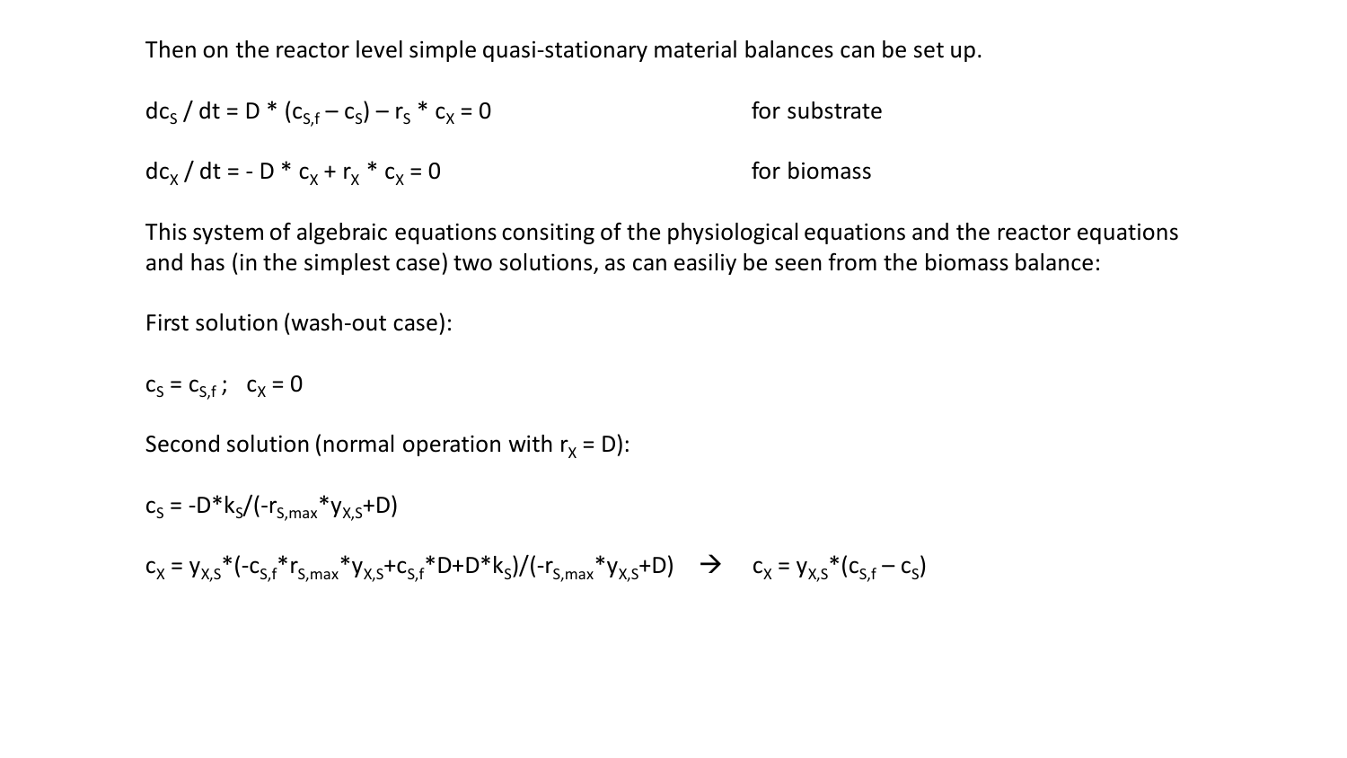Then on the reactor level simple quasi-stationary material balances can be set up.

$dc_S / dt = D * (c_{S,f} - c_S) - r_S * c_X = 0$ for substrate

$dc_X / dt = - D * c_X + r_X * c_X = 0$ for biomass

This system of algebraic equations consiting of the physiological equations and the reactor equations and has (in the simplest case) two solutions, as can easiliy be seen from the biomass balance:

First solution (wash-out case):

$c_S = c_{S,f}$ ; $c_X = 0$

Second solution (normal operation with $r_X = D$):

$c_S = -D*k_S/(-r_{S,max}*y_{X,S}+D)$

$c_X = y_{X,S}*(-c_{S,f}*r_{S,max}*y_{X,S}+c_{S,f}*D+D*k_S)/(-r_{S,max}*y_{X,S}+D)$ → $c_X = y_{X,S}*(c_{S,f} - c_S)$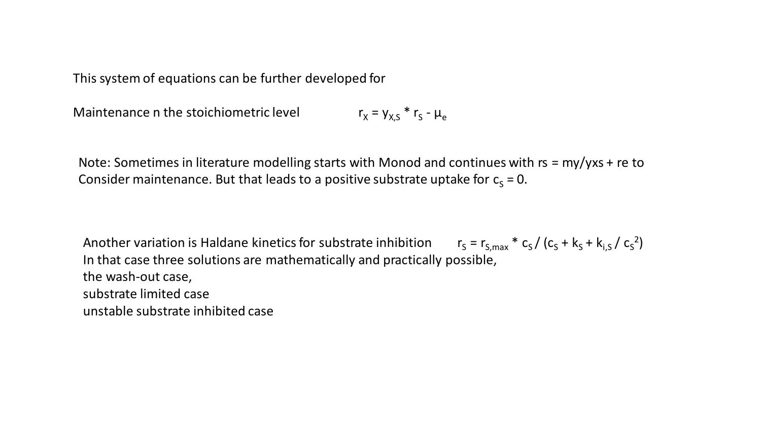This system of equations can be further developed for

Maintenance n the stoichiometric level $r_X = y_{X,S} * r_S - \mu_e$

Note: Sometimes in literature modelling starts with Monod and continues with rs = my/yxs + re to Consider maintenance. But that leads to a positive substrate uptake for $c_S = 0$.

Another variation is Haldane kinetics for substrate inhibition $r_S = r_{S,max} * c_S / (c_S + k_S + k_{i,S} / c_S^2)$
In that case three solutions are mathematically and practically possible,
the wash-out case,
substrate limited case
unstable substrate inhibited case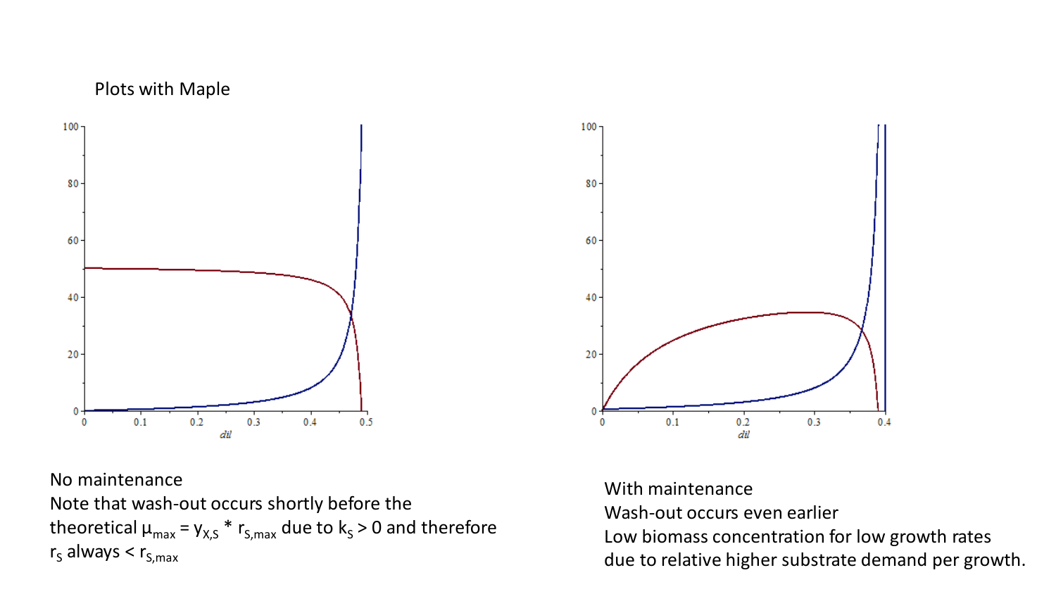Plots with Maple

100
80
60
40
20
0
0
0.1
0.2
0.3
0.4
0.5
dil

100
80
60
40
20
0
0
0.1
0.2
0.3
0.4
dil

No maintenance
Note that wash-out occurs shortly before the theoretical $\mu_{max} = y_{X,S} * r_{S,max}$ due to $k_S > 0$ and therefore $r_S$ always $< r_{S,max}$

With maintenance
Wash-out occurs even earlier
Low biomass concentration for low growth rates due to relative higher substrate demand per growth.